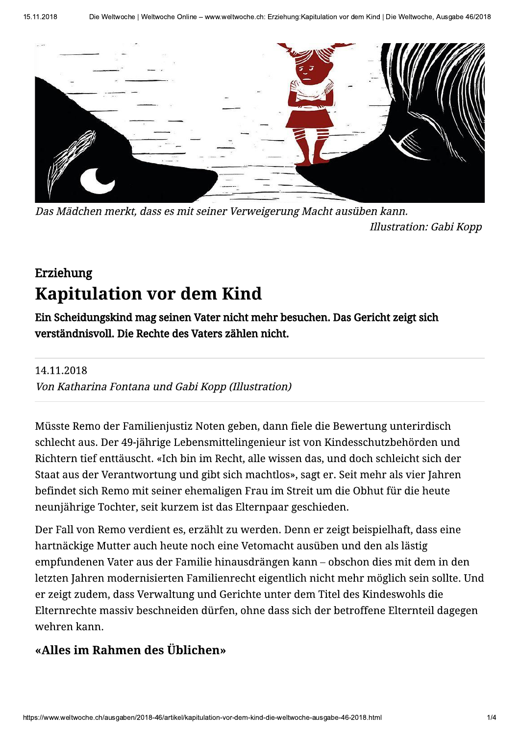*Das Mädchen merkt, dass es mit seiner Verweigerung Macht ausüben kann.*
*Illustration: Gabi Kopp*

Erziehung

# Kapitulation vor dem Kind

**Ein Scheidungskind mag seinen Vater nicht mehr besuchen. Das Gericht zeigt sich verständnisvoll. Die Rechte des Vaters zählen nicht.**

14.11.2018

*Von Katharina Fontana und Gabi Kopp (Illustration)*

Müsste Remo der Familienjustiz Noten geben, dann fiele die Bewertung unterirdisch schlecht aus. Der 49-jährige Lebensmittelingenieur ist von Kindesschutzbehörden und Richtern tief enttäuscht. «Ich bin im Recht, alle wissen das, und doch schleicht sich der Staat aus der Verantwortung und gibt sich machtlos», sagt er. Seit mehr als vier Jahren befindet sich Remo mit seiner ehemaligen Frau im Streit um die Obhut für die heute neunjährige Tochter, seit kurzem ist das Elternpaar geschieden.

Der Fall von Remo verdient es, erzählt zu werden. Denn er zeigt beispielhaft, dass eine hartnäckige Mutter auch heute noch eine Vetomacht ausüben und den als lästig empfundenen Vater aus der Familie hinausdrängen kann – obschon dies mit dem in den letzten Jahren modernisierten Familienrecht eigentlich nicht mehr möglich sein sollte. Und er zeigt zudem, dass Verwaltung und Gerichte unter dem Titel des Kindeswohls die Elternrechte massiv beschneiden dürfen, ohne dass sich der betroffene Elternteil dagegen wehren kann.

## «Alles im Rahmen des Üblichen»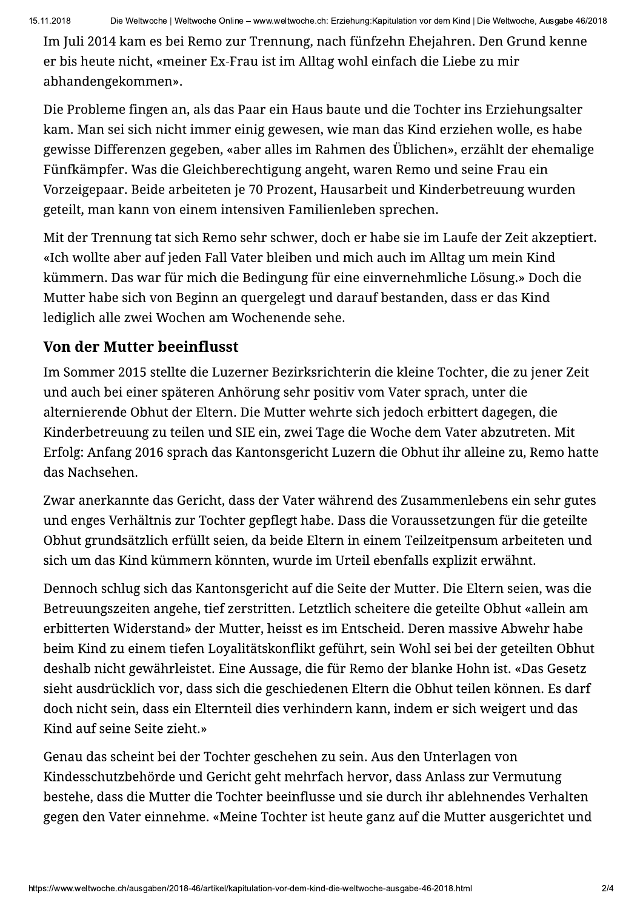Im Juli 2014 kam es bei Remo zur Trennung, nach fünfzehn Ehejahren. Den Grund kenne er bis heute nicht, «meiner Ex-Frau ist im Alltag wohl einfach die Liebe zu mir abhandengekommen».

Die Probleme fingen an, als das Paar ein Haus baute und die Tochter ins Erziehungsalter kam. Man sei sich nicht immer einig gewesen, wie man das Kind erziehen wolle, es habe gewisse Differenzen gegeben, «aber alles im Rahmen des Üblichen», erzählt der ehemalige Fünfkämpfer. Was die Gleichberechtigung angeht, waren Remo und seine Frau ein Vorzeigepaar. Beide arbeiteten je 70 Prozent, Hausarbeit und Kinderbetreuung wurden geteilt, man kann von einem intensiven Familienleben sprechen.

Mit der Trennung tat sich Remo sehr schwer, doch er habe sie im Laufe der Zeit akzeptiert. «Ich wollte aber auf jeden Fall Vater bleiben und mich auch im Alltag um mein Kind kümmern. Das war für mich die Bedingung für eine einvernehmliche Lösung.» Doch die Mutter habe sich von Beginn an quergelegt und darauf bestanden, dass er das Kind lediglich alle zwei Wochen am Wochenende sehe.

## Von der Mutter beeinflusst

Im Sommer 2015 stellte die Luzerner Bezirksrichterin die kleine Tochter, die zu jener Zeit und auch bei einer späteren Anhörung sehr positiv vom Vater sprach, unter die alternierende Obhut der Eltern. Die Mutter wehrte sich jedoch erbittert dagegen, die Kinderbetreuung zu teilen und SIE ein, zwei Tage die Woche dem Vater abzutreten. Mit Erfolg: Anfang 2016 sprach das Kantonsgericht Luzern die Obhut ihr alleine zu, Remo hatte das Nachsehen.

Zwar anerkannte das Gericht, dass der Vater während des Zusammenlebens ein sehr gutes und enges Verhältnis zur Tochter gepflegt habe. Dass die Voraussetzungen für die geteilte Obhut grundsätzlich erfüllt seien, da beide Eltern in einem Teilzeitpensum arbeiteten und sich um das Kind kümmern könnten, wurde im Urteil ebenfalls explizit erwähnt.

Dennoch schlug sich das Kantonsgericht auf die Seite der Mutter. Die Eltern seien, was die Betreuungszeiten angehe, tief zerstritten. Letztlich scheitere die geteilte Obhut «allein am erbitterten Widerstand» der Mutter, heisst es im Entscheid. Deren massive Abwehr habe beim Kind zu einem tiefen Loyalitätskonflikt geführt, sein Wohl sei bei der geteilten Obhut deshalb nicht gewährleistet. Eine Aussage, die für Remo der blanke Hohn ist. «Das Gesetz sieht ausdrücklich vor, dass sich die geschiedenen Eltern die Obhut teilen können. Es darf doch nicht sein, dass ein Elternteil dies verhindern kann, indem er sich weigert und das Kind auf seine Seite zieht.»

Genau das scheint bei der Tochter geschehen zu sein. Aus den Unterlagen von Kindesschutzbehörde und Gericht geht mehrfach hervor, dass Anlass zur Vermutung bestehe, dass die Mutter die Tochter beeinflusse und sie durch ihr ablehnendes Verhalten gegen den Vater einnehme. «Meine Tochter ist heute ganz auf die Mutter ausgerichtet und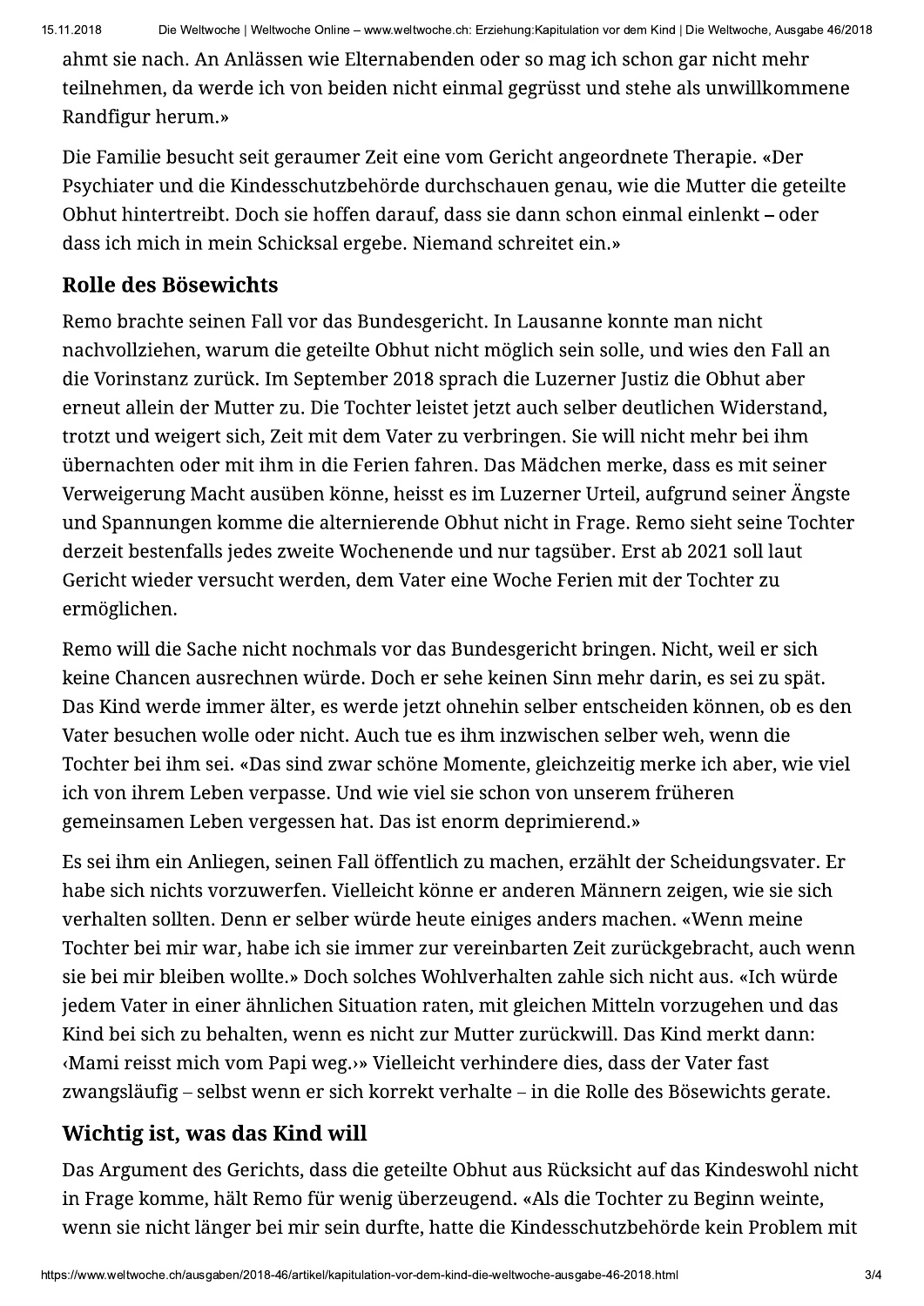ahmt sie nach. An Anlässen wie Elternabenden oder so mag ich schon gar nicht mehr teilnehmen, da werde ich von beiden nicht einmal gegrüsst und stehe als unwillkommene Randfigur herum.»

Die Familie besucht seit geraumer Zeit eine vom Gericht angeordnete Therapie. «Der Psychiater und die Kindesschutzbehörde durchschauen genau, wie die Mutter die geteilte Obhut hintertreibt. Doch sie hoffen darauf, dass sie dann schon einmal einlenkt – oder dass ich mich in mein Schicksal ergebe. Niemand schreitet ein.»

## Rolle des Bösewichts

Remo brachte seinen Fall vor das Bundesgericht. In Lausanne konnte man nicht nachvollziehen, warum die geteilte Obhut nicht möglich sein solle, und wies den Fall an die Vorinstanz zurück. Im September 2018 sprach die Luzerner Justiz die Obhut aber erneut allein der Mutter zu. Die Tochter leistet jetzt auch selber deutlichen Widerstand, trotzt und weigert sich, Zeit mit dem Vater zu verbringen. Sie will nicht mehr bei ihm übernachten oder mit ihm in die Ferien fahren. Das Mädchen merke, dass es mit seiner Verweigerung Macht ausüben könne, heisst es im Luzerner Urteil, aufgrund seiner Ängste und Spannungen komme die alternierende Obhut nicht in Frage. Remo sieht seine Tochter derzeit bestenfalls jedes zweite Wochenende und nur tagsüber. Erst ab 2021 soll laut Gericht wieder versucht werden, dem Vater eine Woche Ferien mit der Tochter zu ermöglichen.

Remo will die Sache nicht nochmals vor das Bundesgericht bringen. Nicht, weil er sich keine Chancen ausrechnen würde. Doch er sehe keinen Sinn mehr darin, es sei zu spät. Das Kind werde immer älter, es werde jetzt ohnehin selber entscheiden können, ob es den Vater besuchen wolle oder nicht. Auch tue es ihm inzwischen selber weh, wenn die Tochter bei ihm sei. «Das sind zwar schöne Momente, gleichzeitig merke ich aber, wie viel ich von ihrem Leben verpasse. Und wie viel sie schon von unserem früheren gemeinsamen Leben vergessen hat. Das ist enorm deprimierend.»

Es sei ihm ein Anliegen, seinen Fall öffentlich zu machen, erzählt der Scheidungsvater. Er habe sich nichts vorzuwerfen. Vielleicht könne er anderen Männern zeigen, wie sie sich verhalten sollten. Denn er selber würde heute einiges anders machen. «Wenn meine Tochter bei mir war, habe ich sie immer zur vereinbarten Zeit zurückgebracht, auch wenn sie bei mir bleiben wollte.» Doch solches Wohlverhalten zahle sich nicht aus. «Ich würde jedem Vater in einer ähnlichen Situation raten, mit gleichen Mitteln vorzugehen und das Kind bei sich zu behalten, wenn es nicht zur Mutter zurückwill. Das Kind merkt dann: ‹Mami reisst mich vom Papi weg.›» Vielleicht verhindere dies, dass der Vater fast zwangsläufig – selbst wenn er sich korrekt verhalte – in die Rolle des Bösewichts gerate.

## Wichtig ist, was das Kind will

Das Argument des Gerichts, dass die geteilte Obhut aus Rücksicht auf das Kindeswohl nicht in Frage komme, hält Remo für wenig überzeugend. «Als die Tochter zu Beginn weinte, wenn sie nicht länger bei mir sein durfte, hatte die Kindesschutzbehörde kein Problem mit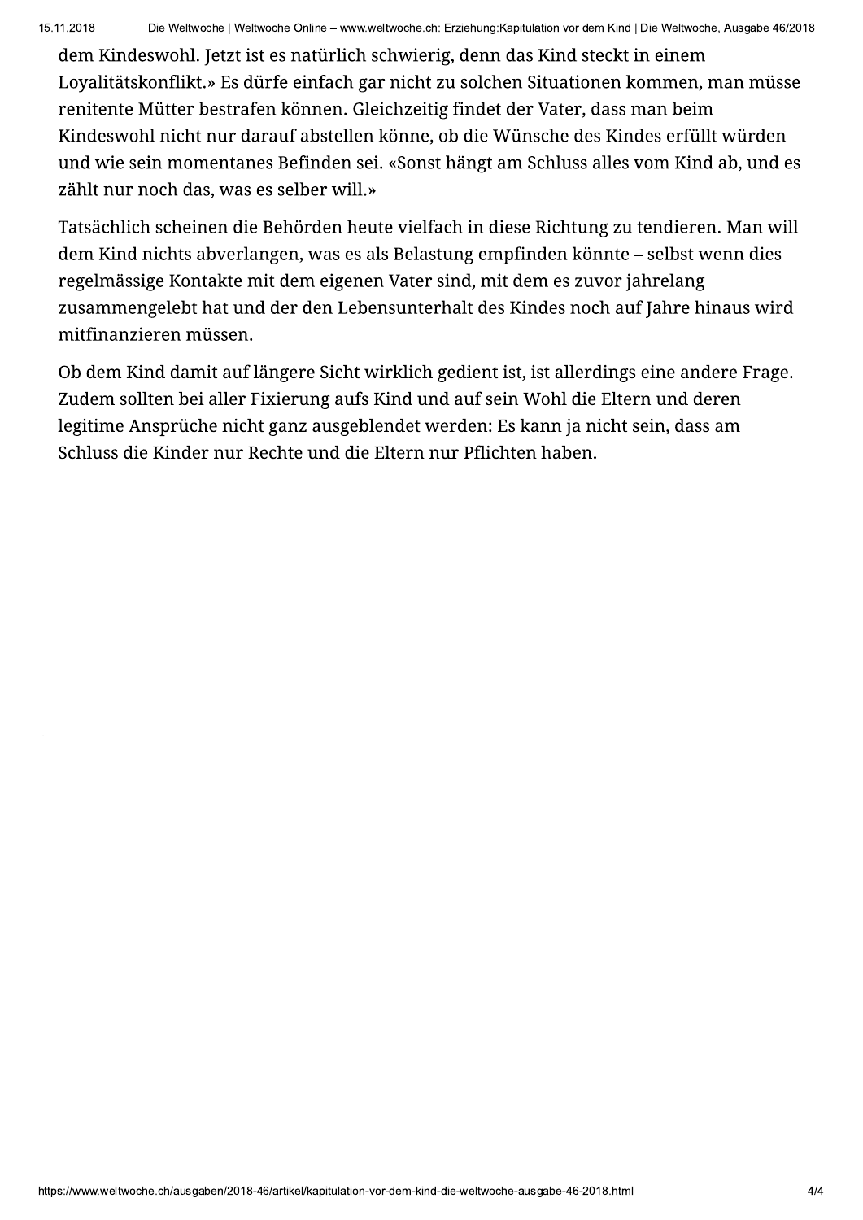dem Kindeswohl. Jetzt ist es natürlich schwierig, denn das Kind steckt in einem Loyalitätskonflikt.» Es dürfe einfach gar nicht zu solchen Situationen kommen, man müsse renitente Mütter bestrafen können. Gleichzeitig findet der Vater, dass man beim Kindeswohl nicht nur darauf abstellen könne, ob die Wünsche des Kindes erfüllt würden und wie sein momentanes Befinden sei. «Sonst hängt am Schluss alles vom Kind ab, und es zählt nur noch das, was es selber will.»

Tatsächlich scheinen die Behörden heute vielfach in diese Richtung zu tendieren. Man will dem Kind nichts abverlangen, was es als Belastung empfinden könnte – selbst wenn dies regelmässige Kontakte mit dem eigenen Vater sind, mit dem es zuvor jahrelang zusammengelebt hat und der den Lebensunterhalt des Kindes noch auf Jahre hinaus wird mitfinanzieren müssen.

Ob dem Kind damit auf längere Sicht wirklich gedient ist, ist allerdings eine andere Frage. Zudem sollten bei aller Fixierung aufs Kind und auf sein Wohl die Eltern und deren legitime Ansprüche nicht ganz ausgeblendet werden: Es kann ja nicht sein, dass am Schluss die Kinder nur Rechte und die Eltern nur Pflichten haben.